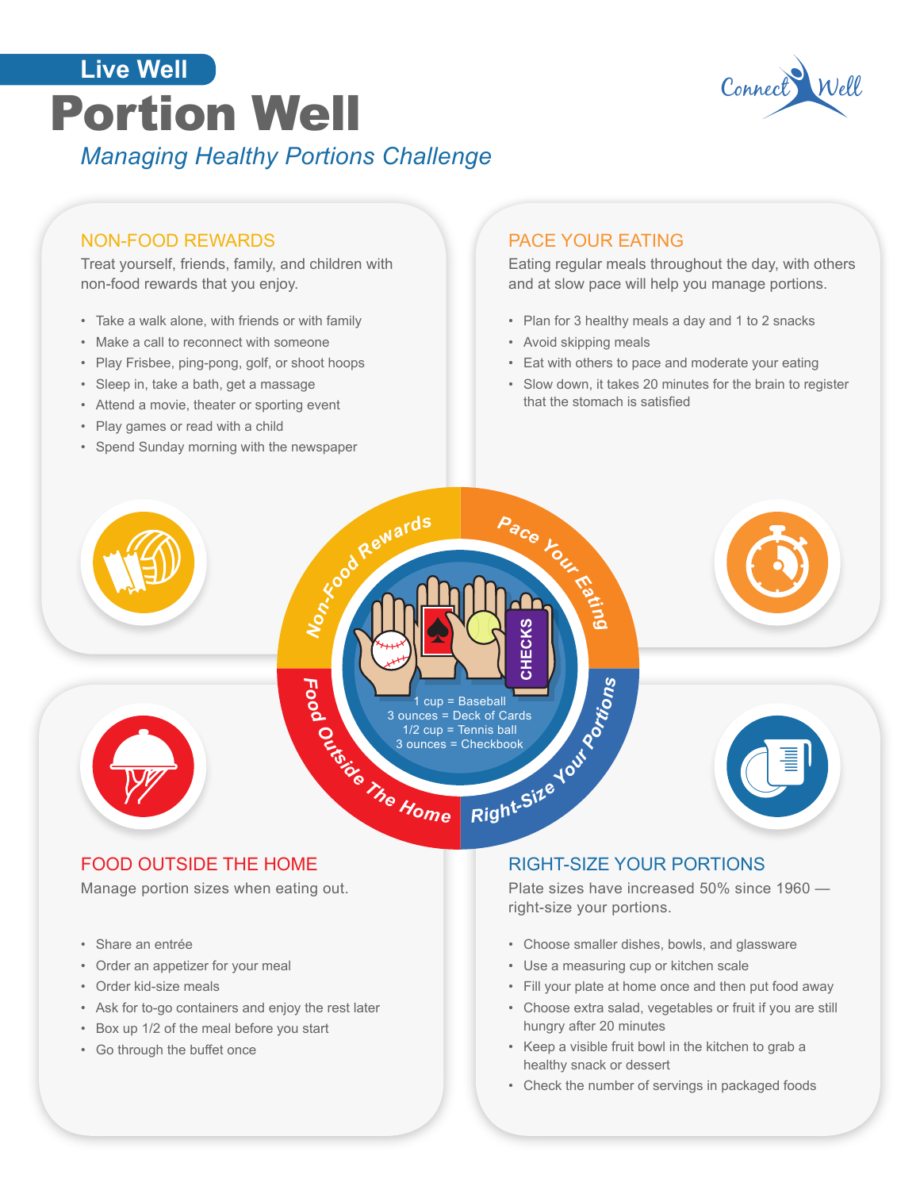Live Well

# Portion Well

*Managing Healthy Portions Challenge*

## NON-FOOD REWARDS

Treat yourself, friends, family, and children with non-food rewards that you enjoy.

- Take a walk alone, with friends or with family
- Make a call to reconnect with someone
- Play Frisbee, ping-pong, golf, or shoot hoops
- Sleep in, take a bath, get a massage
- Attend a movie, theater or sporting event
- Play games or read with a child
- Spend Sunday morning with the newspaper

## PACE YOUR EATING

Eating regular meals throughout the day, with others and at slow pace will help you manage portions.

- Plan for 3 healthy meals a day and 1 to 2 snacks
- Avoid skipping meals
- Eat with others to pace and moderate your eating
- Slow down, it takes 20 minutes for the brain to register that the stomach is satisfied

Non-Food Rewards

Pace Your Eating

Food Outside The Home

Right-Size Your Portions

CHECKS

1 cup = Baseball
3 ounces = Deck of Cards
1/2 cup = Tennis ball
3 ounces = Checkbook

## FOOD OUTSIDE THE HOME

Manage portion sizes when eating out.

- Share an entrée
- Order an appetizer for your meal
- Order kid-size meals
- Ask for to-go containers and enjoy the rest later
- Box up 1/2 of the meal before you start
- Go through the buffet once

## RIGHT-SIZE YOUR PORTIONS

Plate sizes have increased 50% since 1960 — right-size your portions.

- Choose smaller dishes, bowls, and glassware
- Use a measuring cup or kitchen scale
- Fill your plate at home once and then put food away
- Choose extra salad, vegetables or fruit if you are still hungry after 20 minutes
- Keep a visible fruit bowl in the kitchen to grab a healthy snack or dessert
- Check the number of servings in packaged foods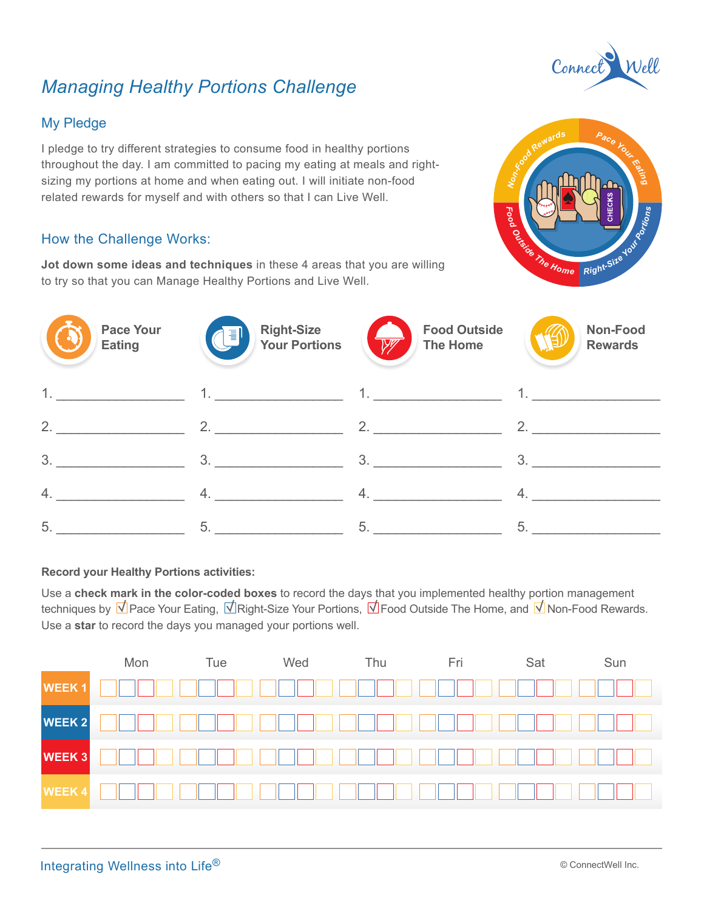# Managing Healthy Portions Challenge

## My Pledge

I pledge to try different strategies to consume food in healthy portions throughout the day. I am committed to pacing my eating at meals and right-sizing my portions at home and when eating out. I will initiate non-food related rewards for myself and with others so that I can Live Well.

## How the Challenge Works:

**Jot down some ideas and techniques** in these 4 areas that you are willing to try so that you can Manage Healthy Portions and Live Well.

| Pace Your Eating | Right-Size Your Portions | Food Outside The Home | Non-Food Rewards |
|---|---|---|---|
| 1. ________ | 1. ________ | 1. ________ | 1. ________ |
| 2. ________ | 2. ________ | 2. ________ | 2. ________ |
| 3. ________ | 3. ________ | 3. ________ | 3. ________ |
| 4. ________ | 4. ________ | 4. ________ | 4. ________ |
| 5. ________ | 5. ________ | 5. ________ | 5. ________ |

**Record your Healthy Portions activities:**

Use a **check mark in the color-coded boxes** to record the days that you implemented healthy portion management techniques by ☐ Pace Your Eating, ☐ Right-Size Your Portions, ☐ Food Outside The Home, and ☐ Non-Food Rewards. Use a **star** to record the days you managed your portions well.

| | Mon | Tue | Wed | Thu | Fri | Sat | Sun |
|---|---|---|---|---|---|---|---|
| WEEK 1 | ☐☐☐☐ | ☐☐☐☐ | ☐☐☐☐ | ☐☐☐☐ | ☐☐☐☐ | ☐☐☐☐ | ☐☐☐☐ |
| WEEK 2 | ☐☐☐☐ | ☐☐☐☐ | ☐☐☐☐ | ☐☐☐☐ | ☐☐☐☐ | ☐☐☐☐ | ☐☐☐☐ |
| WEEK 3 | ☐☐☐☐ | ☐☐☐☐ | ☐☐☐☐ | ☐☐☐☐ | ☐☐☐☐ | ☐☐☐☐ | ☐☐☐☐ |
| WEEK 4 | ☐☐☐☐ | ☐☐☐☐ | ☐☐☐☐ | ☐☐☐☐ | ☐☐☐☐ | ☐☐☐☐ | ☐☐☐☐ |

Integrating Wellness into Life®

© ConnectWell Inc.